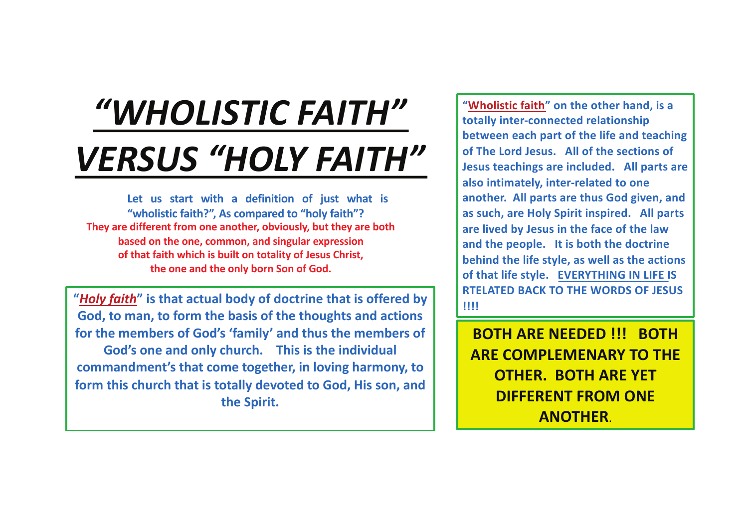# *"WHOLISTIC FAITH" VERSUS "HOLY FAITH"*

**Let us start with a definition of just what is "wholistic faith?", As compared to "holy faith"?**

**They are different from one another, obviously, but they are both based on the one, common, and singular expression of that faith which is built on totality of Jesus Christ, the one and the only born Son of God.**

**"*Holy faith*" is that actual body of doctrine that is offered by God, to man, to form the basis of the thoughts and actions for the members of God's 'family' and thus the members of God's one and only church. This is the individual commandment's that come together, in loving harmony, to form this church that is totally devoted to God, His son, and the Spirit.**

**"Wholistic faith" on the other hand, is a totally inter-connected relationship between each part of the life and teaching of The Lord Jesus. All of the sections of Jesus teachings are included. All parts are also intimately, inter-related to one another. All parts are thus God given, and as such, are Holy Spirit inspired. All parts are lived by Jesus in the face of the law and the people. It is both the doctrine behind the life style, as well as the actions of that life style. EVERYTHING IN LIFE IS RTELATED BACK TO THE WORDS OF JESUS !!!!**

**BOTH ARE NEEDED !!! BOTH ARE COMPLEMENARY TO THE OTHER. BOTH ARE YET DIFFERENT FROM ONE ANOTHER.**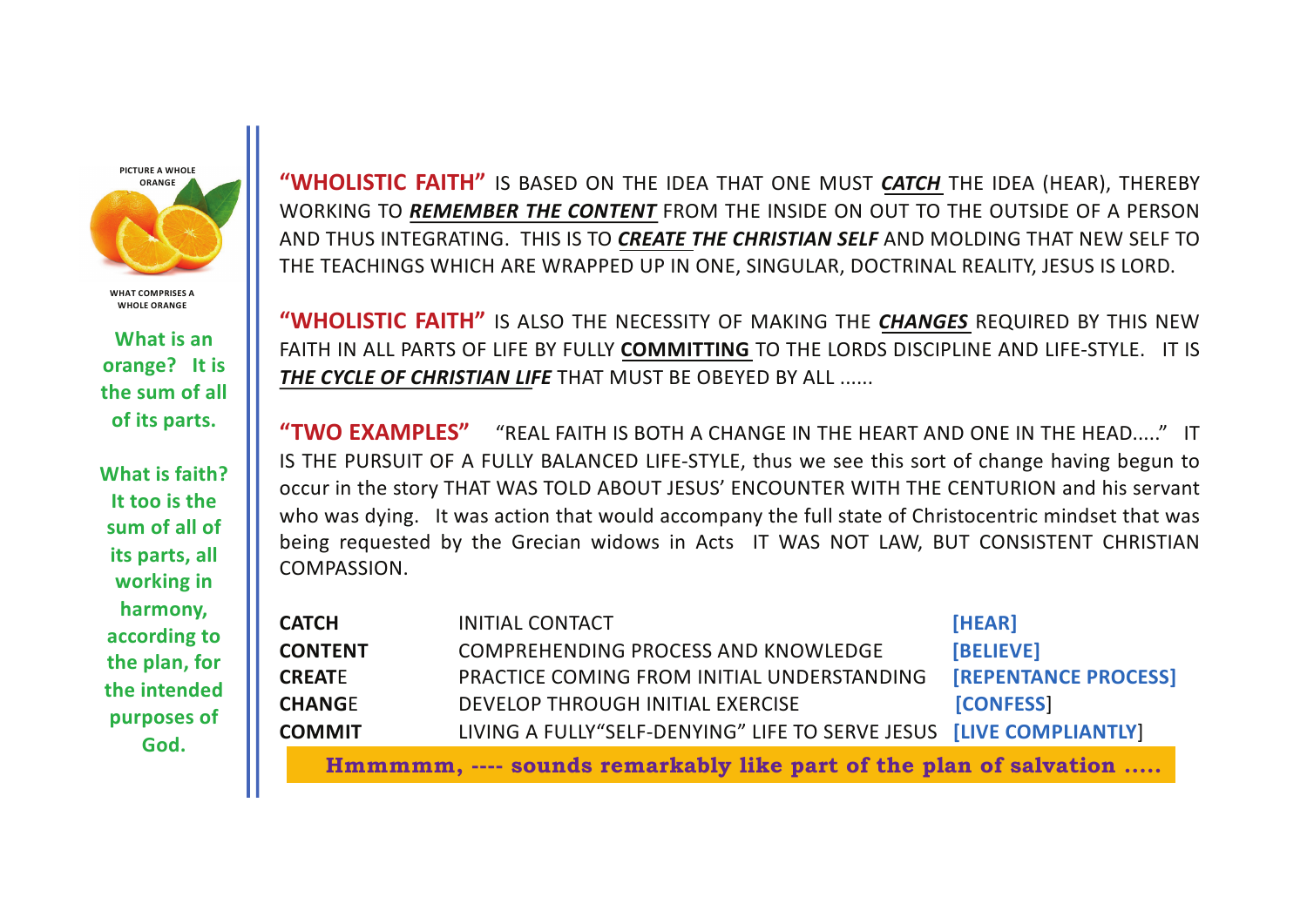PICTURE A WHOLE ORANGE

WHAT COMPRISES A WHOLE ORANGE

**What is an orange? It is the sum of all of its parts.**

**What is faith? It too is the sum of all of its parts, all working in harmony, according to the plan, for the intended purposes of God.**

**"WHOLISTIC FAITH"** IS BASED ON THE IDEA THAT ONE MUST ***CATCH*** THE IDEA (HEAR), THEREBY WORKING TO ***REMEMBER THE CONTENT*** FROM THE INSIDE ON OUT TO THE OUTSIDE OF A PERSON AND THUS INTEGRATING. THIS IS TO ***CREATE THE CHRISTIAN SELF*** AND MOLDING THAT NEW SELF TO THE TEACHINGS WHICH ARE WRAPPED UP IN ONE, SINGULAR, DOCTRINAL REALITY, JESUS IS LORD.

**"WHOLISTIC FAITH"** IS ALSO THE NECESSITY OF MAKING THE ***CHANGES*** REQUIRED BY THIS NEW FAITH IN ALL PARTS OF LIFE BY FULLY **COMMITTING** TO THE LORDS DISCIPLINE AND LIFE-STYLE. IT IS ***THE CYCLE OF CHRISTIAN LIFE*** THAT MUST BE OBEYED BY ALL ......

**"TWO EXAMPLES"** "REAL FAITH IS BOTH A CHANGE IN THE HEART AND ONE IN THE HEAD....." IT IS THE PURSUIT OF A FULLY BALANCED LIFE-STYLE, thus we see this sort of change having begun to occur in the story THAT WAS TOLD ABOUT JESUS' ENCOUNTER WITH THE CENTURION and his servant who was dying. It was action that would accompany the full state of Christocentric mindset that was being requested by the Grecian widows in Acts IT WAS NOT LAW, BUT CONSISTENT CHRISTIAN COMPASSION.

| | | |
|---|---|---|
| **CATCH** | INITIAL CONTACT | **[HEAR]** |
| **CONTENT** | COMPREHENDING PROCESS AND KNOWLEDGE | **[BELIEVE]** |
| **CREAT**E | PRACTICE COMING FROM INITIAL UNDERSTANDING | **[REPENTANCE PROCESS]** |
| **CHANG**E | DEVELOP THROUGH INITIAL EXERCISE | **[CONFESS]** |
| **COMMIT** | LIVING A FULLY"SELF-DENYING" LIFE TO SERVE JESUS | **[LIVE COMPLIANTLY]** |

**Hmmmmm, ---- sounds remarkably like part of the plan of salvation .....**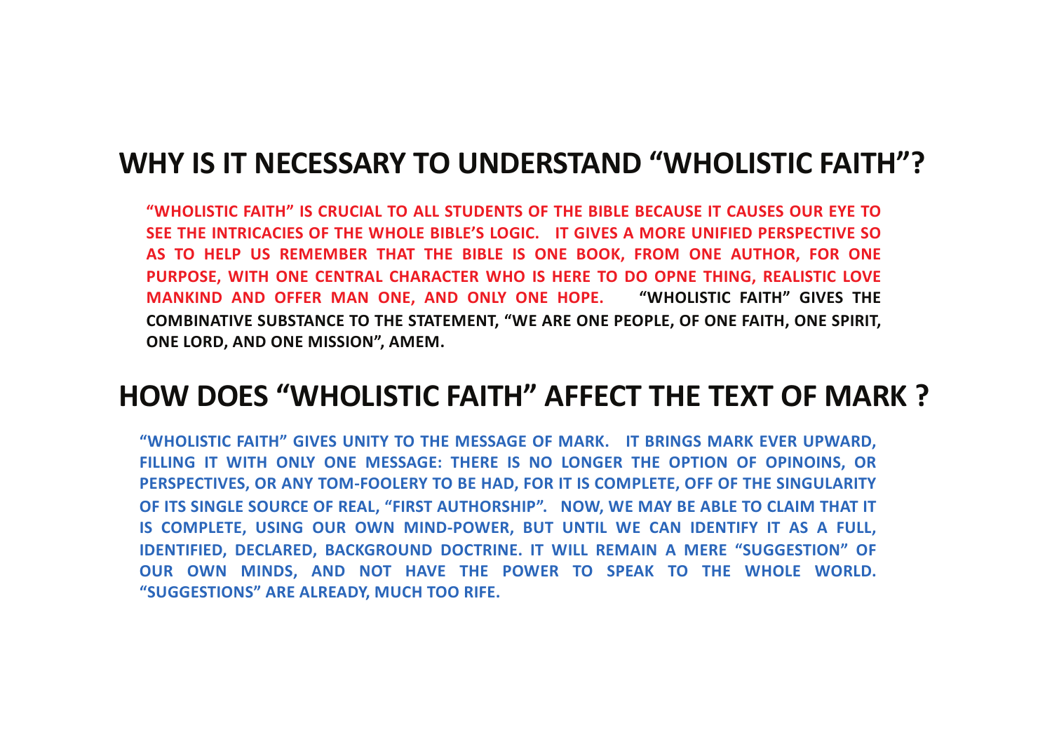## WHY IS IT NECESSARY TO UNDERSTAND "WHOLISTIC FAITH"?

**"WHOLISTIC FAITH" IS CRUCIAL TO ALL STUDENTS OF THE BIBLE BECAUSE IT CAUSES OUR EYE TO SEE THE INTRICACIES OF THE WHOLE BIBLE'S LOGIC. IT GIVES A MORE UNIFIED PERSPECTIVE SO AS TO HELP US REMEMBER THAT THE BIBLE IS ONE BOOK, FROM ONE AUTHOR, FOR ONE PURPOSE, WITH ONE CENTRAL CHARACTER WHO IS HERE TO DO OPNE THING, REALISTIC LOVE MANKIND AND OFFER MAN ONE, AND ONLY ONE HOPE. "WHOLISTIC FAITH" GIVES THE COMBINATIVE SUBSTANCE TO THE STATEMENT, "WE ARE ONE PEOPLE, OF ONE FAITH, ONE SPIRIT, ONE LORD, AND ONE MISSION", AMEM.**

## HOW DOES "WHOLISTIC FAITH" AFFECT THE TEXT OF MARK ?

**"WHOLISTIC FAITH" GIVES UNITY TO THE MESSAGE OF MARK. IT BRINGS MARK EVER UPWARD, FILLING IT WITH ONLY ONE MESSAGE: THERE IS NO LONGER THE OPTION OF OPINOINS, OR PERSPECTIVES, OR ANY TOM-FOOLERY TO BE HAD, FOR IT IS COMPLETE, OFF OF THE SINGULARITY OF ITS SINGLE SOURCE OF REAL, "FIRST AUTHORSHIP". NOW, WE MAY BE ABLE TO CLAIM THAT IT IS COMPLETE, USING OUR OWN MIND-POWER, BUT UNTIL WE CAN IDENTIFY IT AS A FULL, IDENTIFIED, DECLARED, BACKGROUND DOCTRINE. IT WILL REMAIN A MERE "SUGGESTION" OF OUR OWN MINDS, AND NOT HAVE THE POWER TO SPEAK TO THE WHOLE WORLD. "SUGGESTIONS" ARE ALREADY, MUCH TOO RIFE.**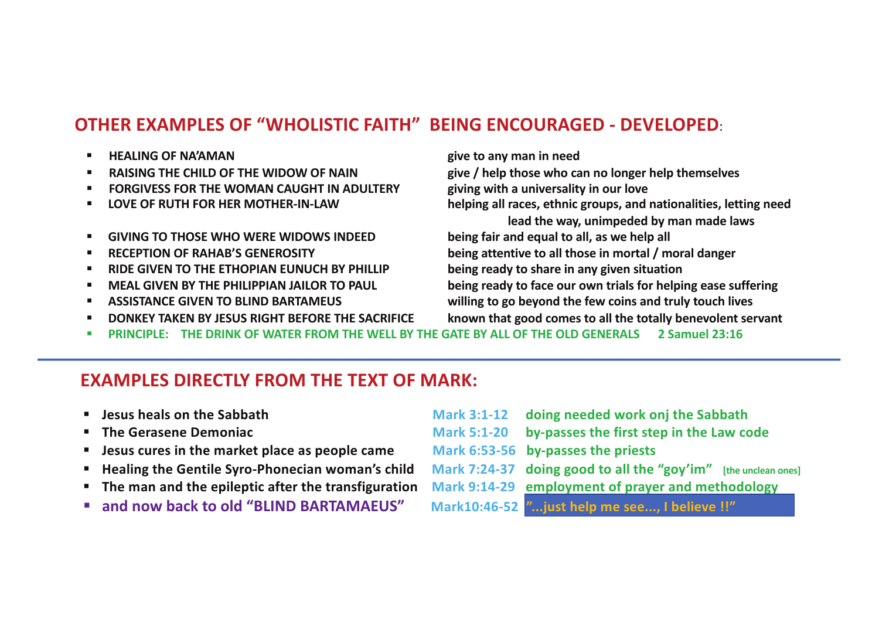## OTHER EXAMPLES OF "WHOLISTIC FAITH" BEING ENCOURAGED - DEVELOPED:

- **HEALING OF NA'AMAN** — **give to any man in need**
- **RAISING THE CHILD OF THE WIDOW OF NAIN** — **give / help those who can no longer help themselves**
- **FORGIVESS FOR THE WOMAN CAUGHT IN ADULTERY** — **giving with a universality in our love**
- **LOVE OF RUTH FOR HER MOTHER-IN-LAW** — **helping all races, ethnic groups, and nationalities, letting need lead the way, unimpeded by man made laws**
- **GIVING TO THOSE WHO WERE WIDOWS INDEED** — **being fair and equal to all, as we help all**
- **RECEPTION OF RAHAB'S GENEROSITY** — **being attentive to all those in mortal / moral danger**
- **RIDE GIVEN TO THE ETHOPIAN EUNUCH BY PHILLIP** — **being ready to share in any given situation**
- **MEAL GIVEN BY THE PHILIPPIAN JAILOR TO PAUL** — **being ready to face our own trials for helping ease suffering**
- **ASSISTANCE GIVEN TO BLIND BARTAMEUS** — **willing to go beyond the few coins and truly touch lives**
- **DONKEY TAKEN BY JESUS RIGHT BEFORE THE SACRIFICE** — **known that good comes to all the totally benevolent servant**
- **PRINCIPLE: THE DRINK OF WATER FROM THE WELL BY THE GATE BY ALL OF THE OLD GENERALS 2 Samuel 23:16**

---

## EXAMPLES DIRECTLY FROM THE TEXT OF MARK:

| | | |
|---|---|---|
| **Jesus heals on the Sabbath** | **Mark 3:1-12** | **doing needed work onj the Sabbath** |
| **The Gerasene Demoniac** | **Mark 5:1-20** | **by-passes the first step in the Law code** |
| **Jesus cures in the market place as people came** | **Mark 6:53-56** | **by-passes the priests** |
| **Healing the Gentile Syro-Phonecian woman's child** | **Mark 7:24-37** | **doing good to all the "goy'im"** [the unclean ones] |
| **The man and the epileptic after the transfiguration** | **Mark 9:14-29** | **employment of prayer and methodology** |
| **and now back to old "BLIND BARTAMAEUS"** | **Mark10:46-52** | **"...just help me see..., I believe !!"** |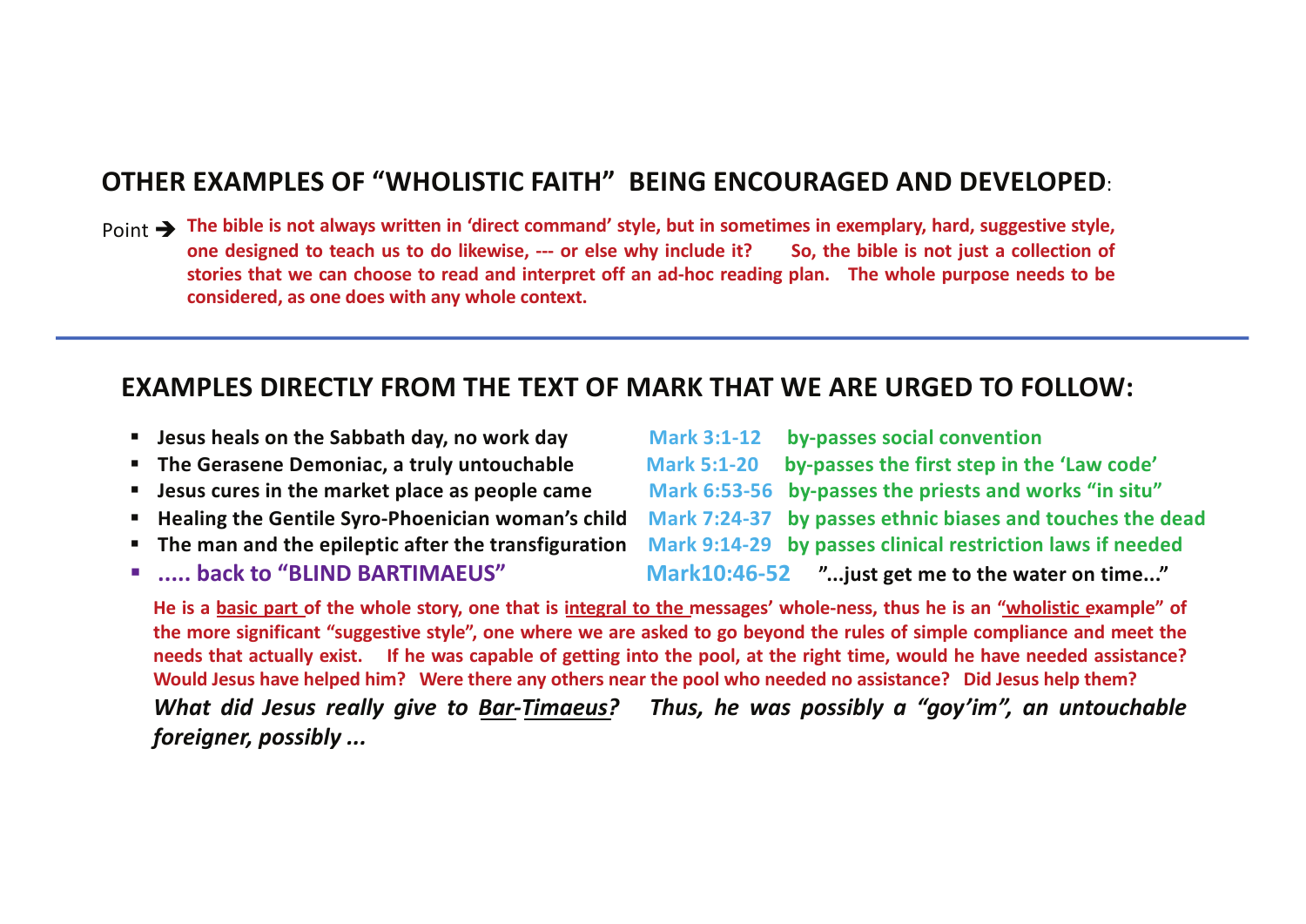## OTHER EXAMPLES OF "WHOLISTIC FAITH" BEING ENCOURAGED AND DEVELOPED:

Point ➔ **The bible is not always written in 'direct command' style, but in sometimes in exemplary, hard, suggestive style, one designed to teach us to do likewise, --- or else why include it? So, the bible is not just a collection of stories that we can choose to read and interpret off an ad-hoc reading plan. The whole purpose needs to be considered, as one does with any whole context.**

---

## EXAMPLES DIRECTLY FROM THE TEXT OF MARK THAT WE ARE URGED TO FOLLOW:

- **Jesus heals on the Sabbath day, no work day** **Mark 3:1-12** **by-passes social convention**
- **The Gerasene Demoniac, a truly untouchable** **Mark 5:1-20** **by-passes the first step in the 'Law code'**
- **Jesus cures in the market place as people came** **Mark 6:53-56** **by-passes the priests and works "in situ"**
- **Healing the Gentile Syro-Phoenician woman's child** **Mark 7:24-37** **by passes ethnic biases and touches the dead**
- **The man and the epileptic after the transfiguration** **Mark 9:14-29** **by passes clinical restriction laws if needed**
- **..... back to "BLIND BARTIMAEUS"** **Mark10:46-52** **"...just get me to the water on time..."**

**He is a basic part of the whole story, one that is integral to the messages' whole-ness, thus he is an "wholistic example" of the more significant "suggestive style", one where we are asked to go beyond the rules of simple compliance and meet the needs that actually exist. If he was capable of getting into the pool, at the right time, would he have needed assistance? Would Jesus have helped him? Were there any others near the pool who needed no assistance? Did Jesus help them?**

***What did Jesus really give to Bar-Timaeus? Thus, he was possibly a "goy'im", an untouchable foreigner, possibly ...***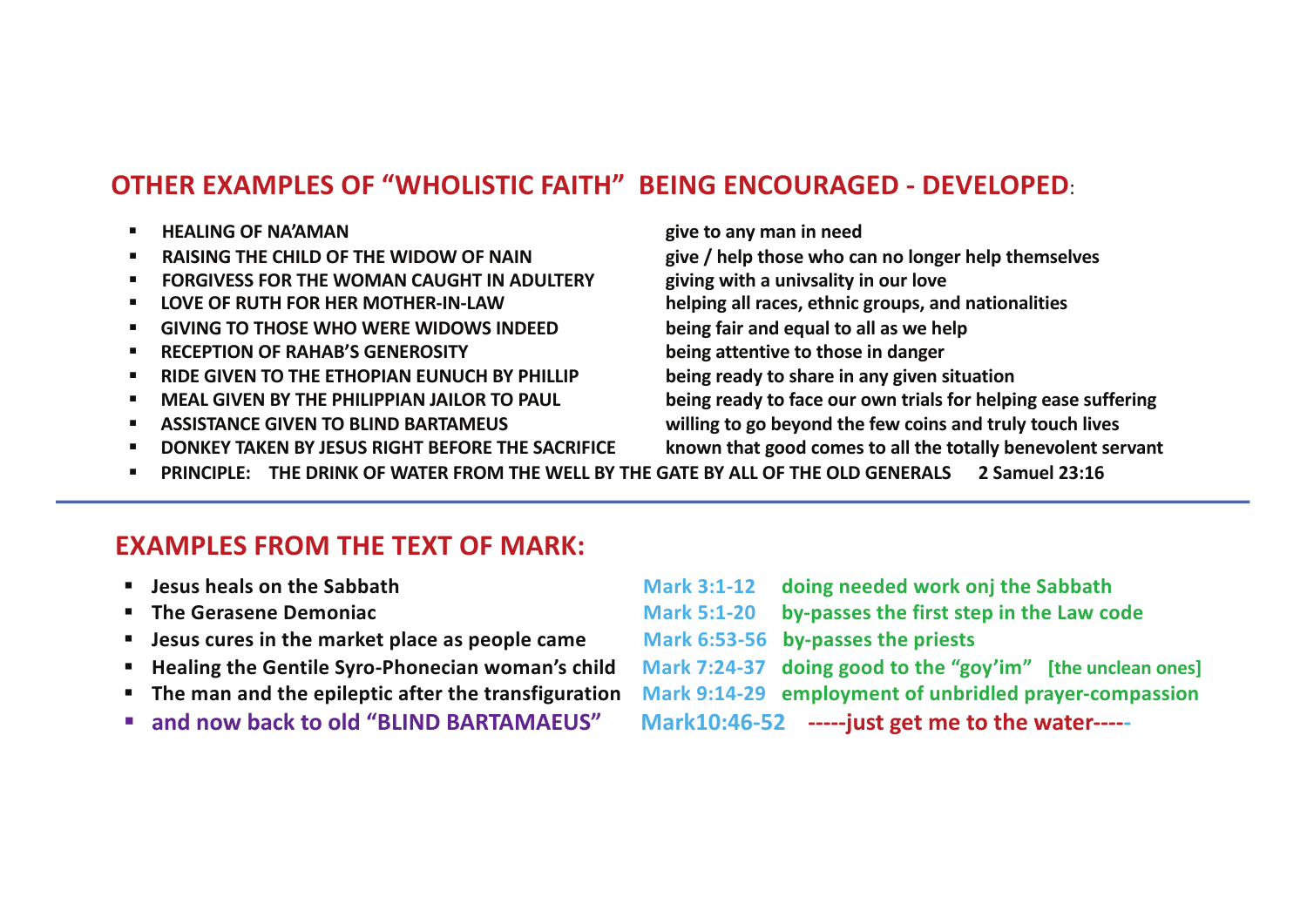## OTHER EXAMPLES OF "WHOLISTIC FAITH" BEING ENCOURAGED - DEVELOPED:

- **HEALING OF NA'AMAN** — **give to any man in need**
- **RAISING THE CHILD OF THE WIDOW OF NAIN** — **give / help those who can no longer help themselves**
- **FORGIVESS FOR THE WOMAN CAUGHT IN ADULTERY** — **giving with a univsality in our love**
- **LOVE OF RUTH FOR HER MOTHER-IN-LAW** — **helping all races, ethnic groups, and nationalities**
- **GIVING TO THOSE WHO WERE WIDOWS INDEED** — **being fair and equal to all as we help**
- **RECEPTION OF RAHAB'S GENEROSITY** — **being attentive to those in danger**
- **RIDE GIVEN TO THE ETHOPIAN EUNUCH BY PHILLIP** — **being ready to share in any given situation**
- **MEAL GIVEN BY THE PHILIPPIAN JAILOR TO PAUL** — **being ready to face our own trials for helping ease suffering**
- **ASSISTANCE GIVEN TO BLIND BARTAMEUS** — **willing to go beyond the few coins and truly touch lives**
- **DONKEY TAKEN BY JESUS RIGHT BEFORE THE SACRIFICE** — **known that good comes to all the totally benevolent servant**
- **PRINCIPLE: THE DRINK OF WATER FROM THE WELL BY THE GATE BY ALL OF THE OLD GENERALS 2 Samuel 23:16**

---

## EXAMPLES FROM THE TEXT OF MARK:

- **Jesus heals on the Sabbath** — **Mark 3:1-12** — **doing needed work onj the Sabbath**
- **The Gerasene Demoniac** — **Mark 5:1-20** — **by-passes the first step in the Law code**
- **Jesus cures in the market place as people came** — **Mark 6:53-56** — **by-passes the priests**
- **Healing the Gentile Syro-Phonecian woman's child** — **Mark 7:24-37** — **doing good to the "goy'im" [the unclean ones]**
- **The man and the epileptic after the transfiguration** — **Mark 9:14-29** — **employment of unbridled prayer-compassion**
- **and now back to old "BLIND BARTAMAEUS"** — **Mark10:46-52** — **-----just get me to the water-----**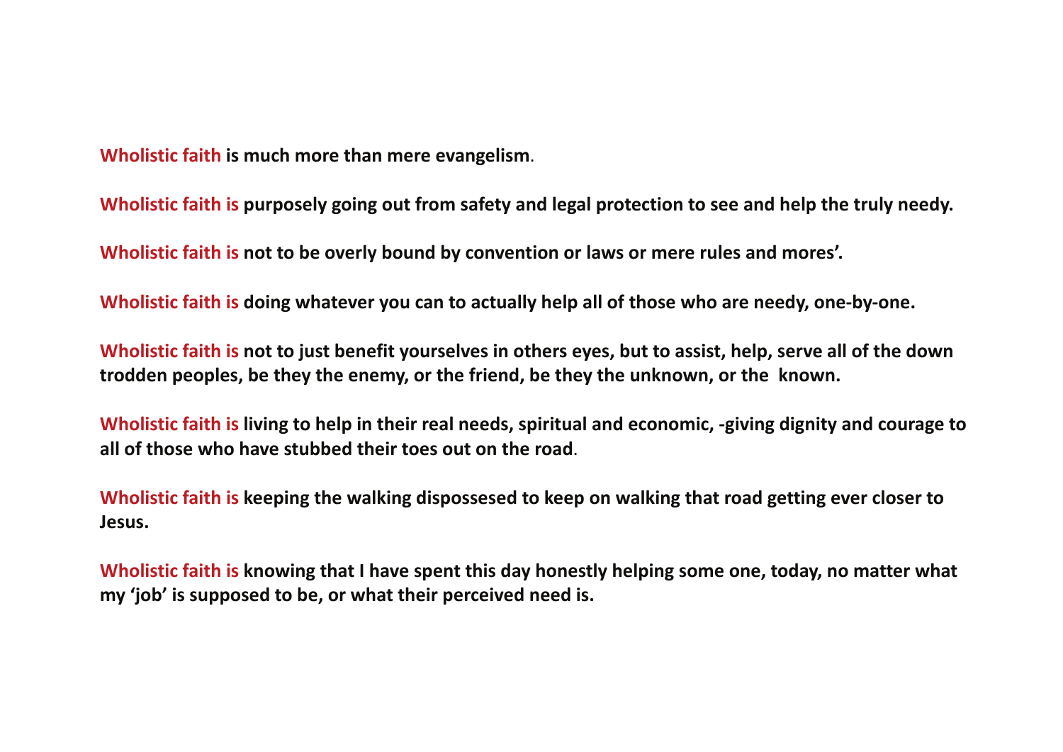**Wholistic faith is much more than mere evangelism**.

**Wholistic faith is purposely going out from safety and legal protection to see and help the truly needy.**

**Wholistic faith is not to be overly bound by convention or laws or mere rules and mores'.**

**Wholistic faith is doing whatever you can to actually help all of those who are needy, one-by-one.**

**Wholistic faith is not to just benefit yourselves in others eyes, but to assist, help, serve all of the down trodden peoples, be they the enemy, or the friend, be they the unknown, or the known.**

**Wholistic faith is living to help in their real needs, spiritual and economic, -giving dignity and courage to all of those who have stubbed their toes out on the road**.

**Wholistic faith is keeping the walking dispossesed to keep on walking that road getting ever closer to Jesus.**

**Wholistic faith is knowing that I have spent this day honestly helping some one, today, no matter what my 'job' is supposed to be, or what their perceived need is.**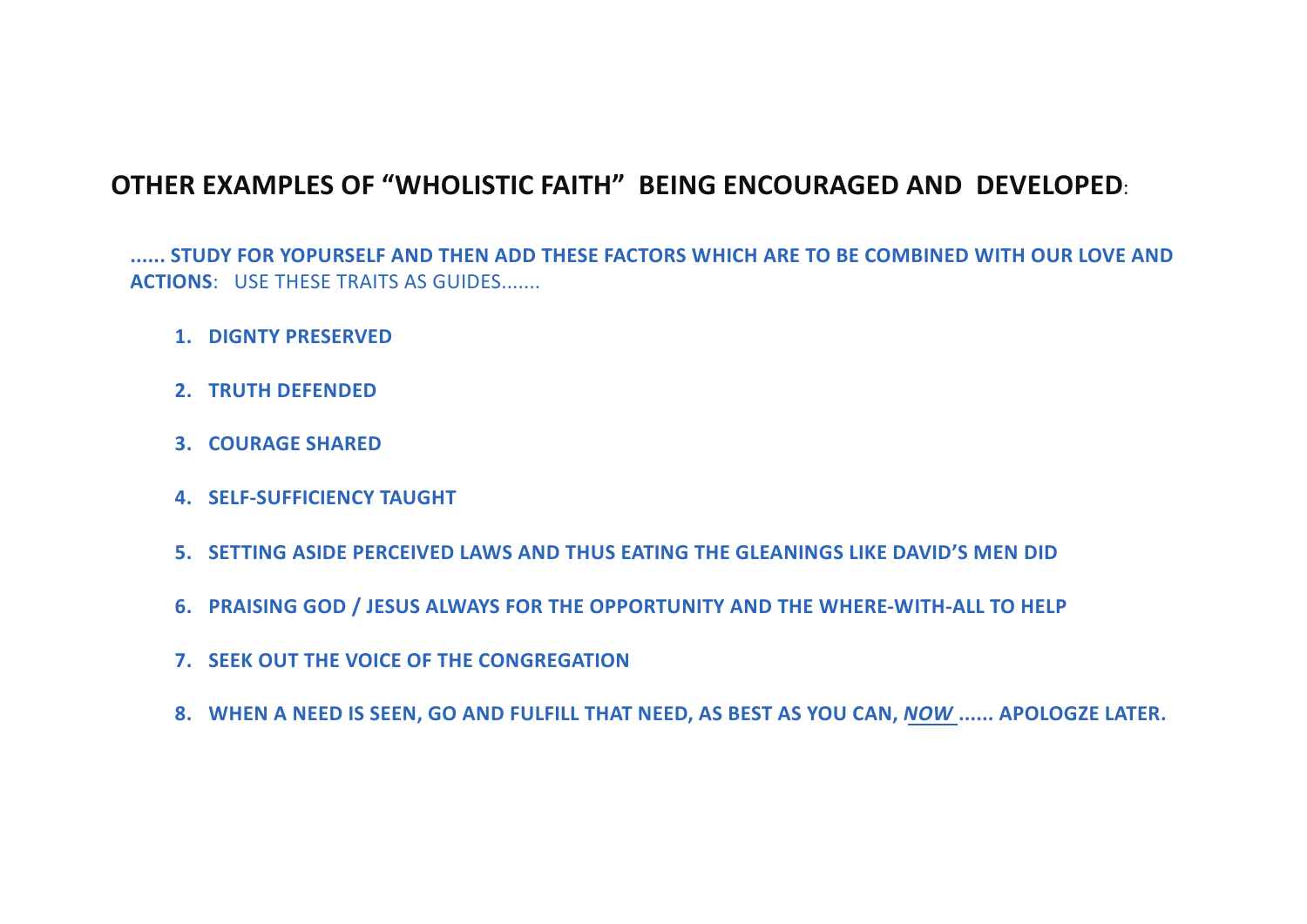## OTHER EXAMPLES OF "WHOLISTIC FAITH" BEING ENCOURAGED AND DEVELOPED:

**...... STUDY FOR YOPURSELF AND THEN ADD THESE FACTORS WHICH ARE TO BE COMBINED WITH OUR LOVE AND ACTIONS**: USE THESE TRAITS AS GUIDES.......

1. **DIGNTY PRESERVED**
2. **TRUTH DEFENDED**
3. **COURAGE SHARED**
4. **SELF-SUFFICIENCY TAUGHT**
5. **SETTING ASIDE PERCEIVED LAWS AND THUS EATING THE GLEANINGS LIKE DAVID'S MEN DID**
6. **PRAISING GOD / JESUS ALWAYS FOR THE OPPORTUNITY AND THE WHERE-WITH-ALL TO HELP**
7. **SEEK OUT THE VOICE OF THE CONGREGATION**
8. **WHEN A NEED IS SEEN, GO AND FULFILL THAT NEED, AS BEST AS YOU CAN, *NOW* ...... APOLOGZE LATER.**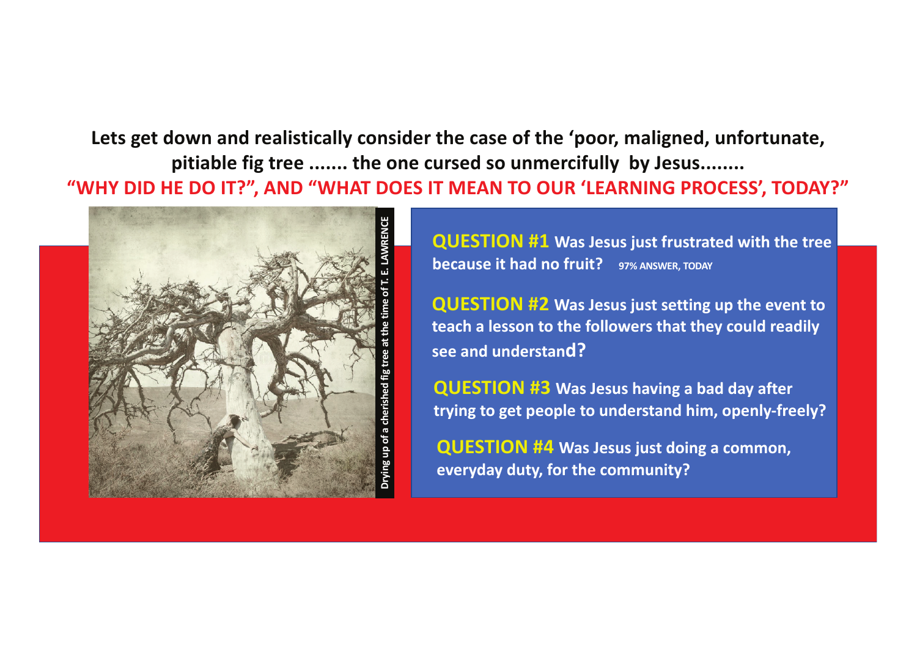**Lets get down and realistically consider the case of the 'poor, maligned, unfortunate, pitiable fig tree ....... the one cursed so unmercifully by Jesus........**

**"WHY DID HE DO IT?", AND "WHAT DOES IT MEAN TO OUR 'LEARNING PROCESS', TODAY?"**

Drying up of a cherished fig tree at the time of T. E. LAWRENCE

**QUESTION #1** **Was Jesus just frustrated with the tree because it had no fruit?** 97% ANSWER, TODAY

**QUESTION #2** **Was Jesus just setting up the event to teach a lesson to the followers that they could readily see and understand?**

**QUESTION #3** **Was Jesus having a bad day after trying to get people to understand him, openly-freely?**

**QUESTION #4** **Was Jesus just doing a common, everyday duty, for the community?**